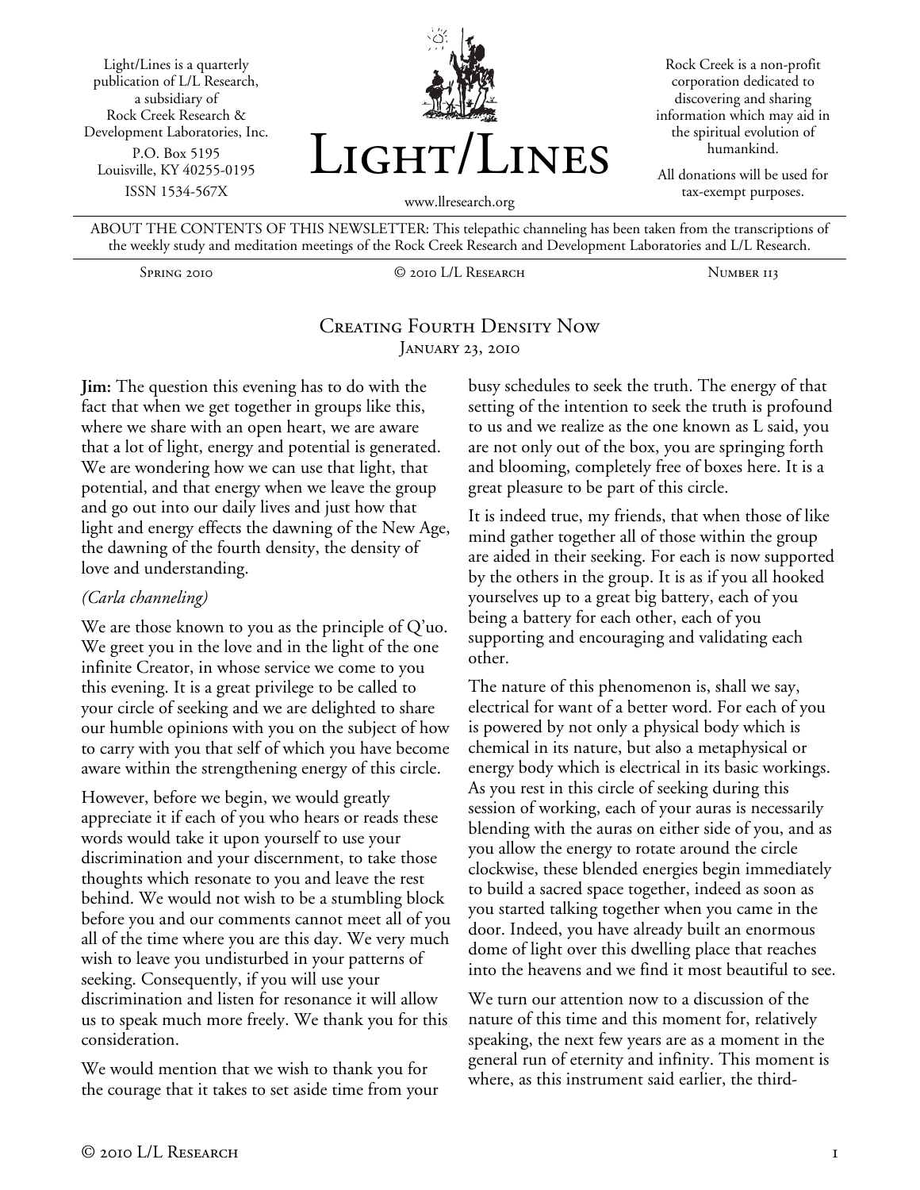Light/Lines is a quarterly publication of L/L Research, a subsidiary of Rock Creek Research & Development Laboratories, Inc.

P.O. Box 5195
Louisville, KY 40255-0195
ISSN 1534-567X

# Light/Lines

www.llresearch.org

Rock Creek is a non-profit corporation dedicated to discovering and sharing information which may aid in the spiritual evolution of humankind.

All donations will be used for tax-exempt purposes.

ABOUT THE CONTENTS OF THIS NEWSLETTER: This telepathic channeling has been taken from the transcriptions of the weekly study and meditation meetings of the Rock Creek Research and Development Laboratories and L/L Research.

Spring 2010 — © 2010 L/L Research — Number 113

## Creating Fourth Density Now

January 23, 2010

**Jim:** The question this evening has to do with the fact that when we get together in groups like this, where we share with an open heart, we are aware that a lot of light, energy and potential is generated. We are wondering how we can use that light, that potential, and that energy when we leave the group and go out into our daily lives and just how that light and energy effects the dawning of the New Age, the dawning of the fourth density, the density of love and understanding.

*(Carla channeling)*

We are those known to you as the principle of Q'uo. We greet you in the love and in the light of the one infinite Creator, in whose service we come to you this evening. It is a great privilege to be called to your circle of seeking and we are delighted to share our humble opinions with you on the subject of how to carry with you that self of which you have become aware within the strengthening energy of this circle.

However, before we begin, we would greatly appreciate it if each of you who hears or reads these words would take it upon yourself to use your discrimination and your discernment, to take those thoughts which resonate to you and leave the rest behind. We would not wish to be a stumbling block before you and our comments cannot meet all of you all of the time where you are this day. We very much wish to leave you undisturbed in your patterns of seeking. Consequently, if you will use your discrimination and listen for resonance it will allow us to speak much more freely. We thank you for this consideration.

We would mention that we wish to thank you for the courage that it takes to set aside time from your busy schedules to seek the truth. The energy of that setting of the intention to seek the truth is profound to us and we realize as the one known as L said, you are not only out of the box, you are springing forth and blooming, completely free of boxes here. It is a great pleasure to be part of this circle.

It is indeed true, my friends, that when those of like mind gather together all of those within the group are aided in their seeking. For each is now supported by the others in the group. It is as if you all hooked yourselves up to a great big battery, each of you being a battery for each other, each of you supporting and encouraging and validating each other.

The nature of this phenomenon is, shall we say, electrical for want of a better word. For each of you is powered by not only a physical body which is chemical in its nature, but also a metaphysical or energy body which is electrical in its basic workings. As you rest in this circle of seeking during this session of working, each of your auras is necessarily blending with the auras on either side of you, and as you allow the energy to rotate around the circle clockwise, these blended energies begin immediately to build a sacred space together, indeed as soon as you started talking together when you came in the door. Indeed, you have already built an enormous dome of light over this dwelling place that reaches into the heavens and we find it most beautiful to see.

We turn our attention now to a discussion of the nature of this time and this moment for, relatively speaking, the next few years are as a moment in the general run of eternity and infinity. This moment is where, as this instrument said earlier, the third-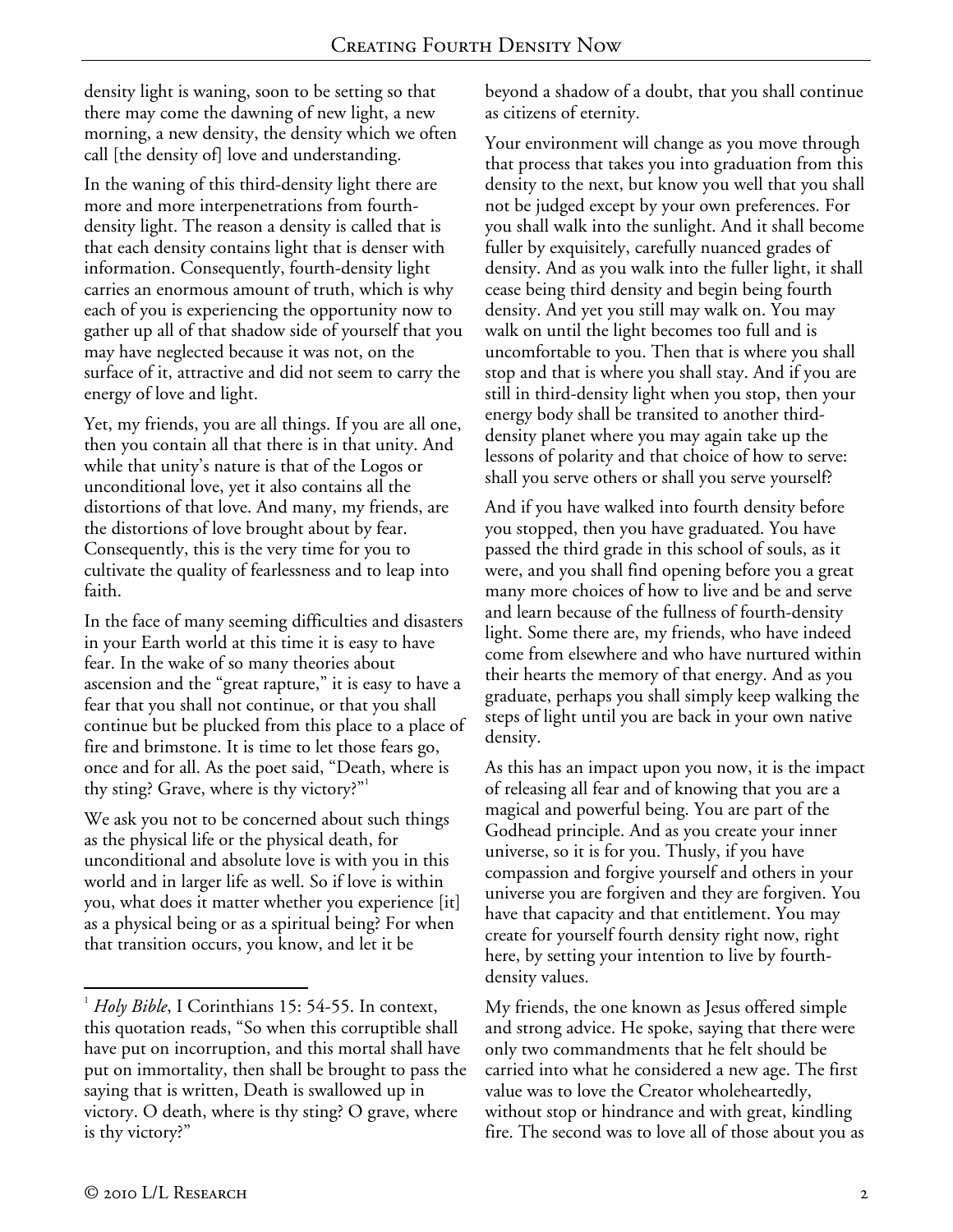density light is waning, soon to be setting so that there may come the dawning of new light, a new morning, a new density, the density which we often call [the density of] love and understanding.

In the waning of this third-density light there are more and more interpenetrations from fourth-density light. The reason a density is called that is that each density contains light that is denser with information. Consequently, fourth-density light carries an enormous amount of truth, which is why each of you is experiencing the opportunity now to gather up all of that shadow side of yourself that you may have neglected because it was not, on the surface of it, attractive and did not seem to carry the energy of love and light.

Yet, my friends, you are all things. If you are all one, then you contain all that there is in that unity. And while that unity's nature is that of the Logos or unconditional love, yet it also contains all the distortions of that love. And many, my friends, are the distortions of love brought about by fear. Consequently, this is the very time for you to cultivate the quality of fearlessness and to leap into faith.

In the face of many seeming difficulties and disasters in your Earth world at this time it is easy to have fear. In the wake of so many theories about ascension and the "great rapture," it is easy to have a fear that you shall not continue, or that you shall continue but be plucked from this place to a place of fire and brimstone. It is time to let those fears go, once and for all. As the poet said, "Death, where is thy sting? Grave, where is thy victory?"[1]

We ask you not to be concerned about such things as the physical life or the physical death, for unconditional and absolute love is with you in this world and in larger life as well. So if love is within you, what does it matter whether you experience [it] as a physical being or as a spiritual being? For when that transition occurs, you know, and let it be beyond a shadow of a doubt, that you shall continue as citizens of eternity.

Your environment will change as you move through that process that takes you into graduation from this density to the next, but know you well that you shall not be judged except by your own preferences. For you shall walk into the sunlight. And it shall become fuller by exquisitely, carefully nuanced grades of density. And as you walk into the fuller light, it shall cease being third density and begin being fourth density. And yet you still may walk on. You may walk on until the light becomes too full and is uncomfortable to you. Then that is where you shall stop and that is where you shall stay. And if you are still in third-density light when you stop, then your energy body shall be transited to another third-density planet where you may again take up the lessons of polarity and that choice of how to serve: shall you serve others or shall you serve yourself?

And if you have walked into fourth density before you stopped, then you have graduated. You have passed the third grade in this school of souls, as it were, and you shall find opening before you a great many more choices of how to live and be and serve and learn because of the fullness of fourth-density light. Some there are, my friends, who have indeed come from elsewhere and who have nurtured within their hearts the memory of that energy. And as you graduate, perhaps you shall simply keep walking the steps of light until you are back in your own native density.

As this has an impact upon you now, it is the impact of releasing all fear and of knowing that you are a magical and powerful being. You are part of the Godhead principle. And as you create your inner universe, so it is for you. Thusly, if you have compassion and forgive yourself and others in your universe you are forgiven and they are forgiven. You have that capacity and that entitlement. You may create for yourself fourth density right now, right here, by setting your intention to live by fourth-density values.

My friends, the one known as Jesus offered simple and strong advice. He spoke, saying that there were only two commandments that he felt should be carried into what he considered a new age. The first value was to love the Creator wholeheartedly, without stop or hindrance and with great, kindling fire. The second was to love all of those about you as

---

[1] *Holy Bible*, I Corinthians 15: 54-55. In context, this quotation reads, "So when this corruptible shall have put on incorruption, and this mortal shall have put on immortality, then shall be brought to pass the saying that is written, Death is swallowed up in victory. O death, where is thy sting? O grave, where is thy victory?"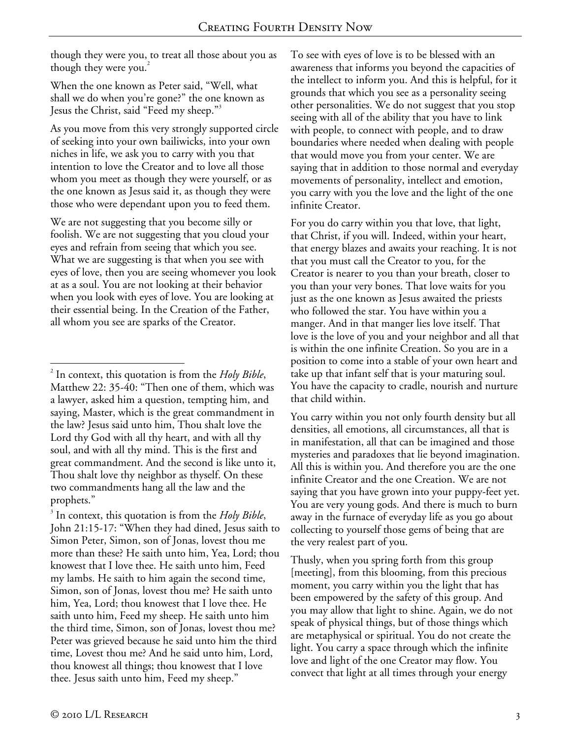though they were you, to treat all those about you as though they were you.[2]

When the one known as Peter said, "Well, what shall we do when you're gone?" the one known as Jesus the Christ, said "Feed my sheep."[3]

As you move from this very strongly supported circle of seeking into your own bailiwicks, into your own niches in life, we ask you to carry with you that intention to love the Creator and to love all those whom you meet as though they were yourself, or as the one known as Jesus said it, as though they were those who were dependant upon you to feed them.

We are not suggesting that you become silly or foolish. We are not suggesting that you cloud your eyes and refrain from seeing that which you see. What we are suggesting is that when you see with eyes of love, then you are seeing whomever you look at as a soul. You are not looking at their behavior when you look with eyes of love. You are looking at their essential being. In the Creation of the Father, all whom you see are sparks of the Creator.

To see with eyes of love is to be blessed with an awareness that informs you beyond the capacities of the intellect to inform you. And this is helpful, for it grounds that which you see as a personality seeing other personalities. We do not suggest that you stop seeing with all of the ability that you have to link with people, to connect with people, and to draw boundaries where needed when dealing with people that would move you from your center. We are saying that in addition to those normal and everyday movements of personality, intellect and emotion, you carry with you the love and the light of the one infinite Creator.

For you do carry within you that love, that light, that Christ, if you will. Indeed, within your heart, that energy blazes and awaits your reaching. It is not that you must call the Creator to you, for the Creator is nearer to you than your breath, closer to you than your very bones. That love waits for you just as the one known as Jesus awaited the priests who followed the star. You have within you a manger. And in that manger lies love itself. That love is the love of you and your neighbor and all that is within the one infinite Creation. So you are in a position to come into a stable of your own heart and take up that infant self that is your maturing soul. You have the capacity to cradle, nourish and nurture that child within.

You carry within you not only fourth density but all densities, all emotions, all circumstances, all that is in manifestation, all that can be imagined and those mysteries and paradoxes that lie beyond imagination. All this is within you. And therefore you are the one infinite Creator and the one Creation. We are not saying that you have grown into your puppy-feet yet. You are very young gods. And there is much to burn away in the furnace of everyday life as you go about collecting to yourself those gems of being that are the very realest part of you.

Thusly, when you spring forth from this group [meeting], from this blooming, from this precious moment, you carry within you the light that has been empowered by the safety of this group. And you may allow that light to shine. Again, we do not speak of physical things, but of those things which are metaphysical or spiritual. You do not create the light. You carry a space through which the infinite love and light of the one Creator may flow. You convect that light at all times through your energy

---

[2] In context, this quotation is from the *Holy Bible*, Matthew 22: 35-40: "Then one of them, which was a lawyer, asked him a question, tempting him, and saying, Master, which is the great commandment in the law? Jesus said unto him, Thou shalt love the Lord thy God with all thy heart, and with all thy soul, and with all thy mind. This is the first and great commandment. And the second is like unto it, Thou shalt love thy neighbor as thyself. On these two commandments hang all the law and the prophets."

[3] In context, this quotation is from the *Holy Bible*, John 21:15-17: "When they had dined, Jesus saith to Simon Peter, Simon, son of Jonas, lovest thou me more than these? He saith unto him, Yea, Lord; thou knowest that I love thee. He saith unto him, Feed my lambs. He saith to him again the second time, Simon, son of Jonas, lovest thou me? He saith unto him, Yea, Lord; thou knowest that I love thee. He saith unto him, Feed my sheep. He saith unto him the third time, Simon, son of Jonas, lovest thou me? Peter was grieved because he said unto him the third time, Lovest thou me? And he said unto him, Lord, thou knowest all things; thou knowest that I love thee. Jesus saith unto him, Feed my sheep."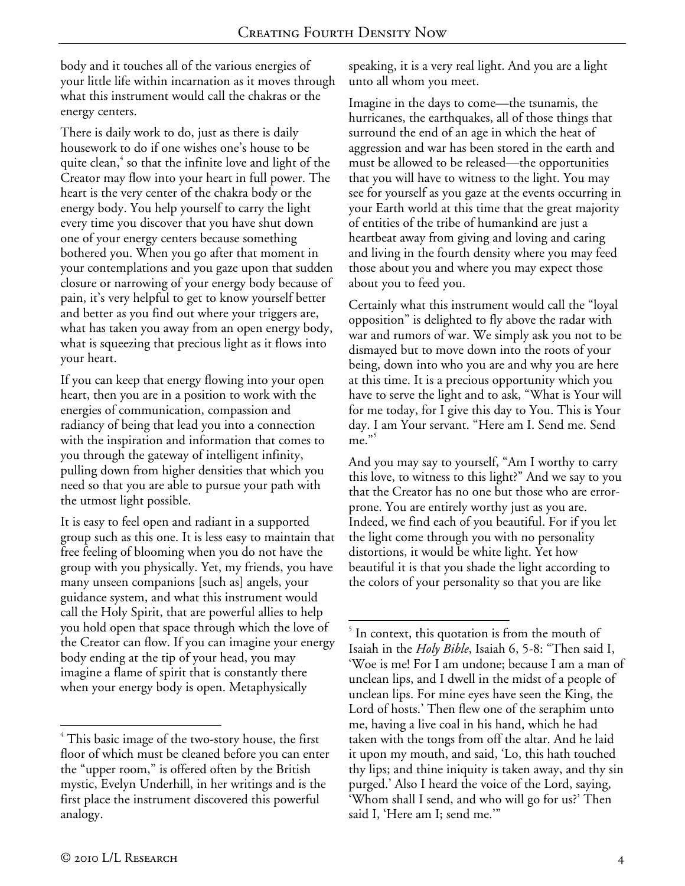body and it touches all of the various energies of your little life within incarnation as it moves through what this instrument would call the chakras or the energy centers.

There is daily work to do, just as there is daily housework to do if one wishes one's house to be quite clean,[4] so that the infinite love and light of the Creator may flow into your heart in full power. The heart is the very center of the chakra body or the energy body. You help yourself to carry the light every time you discover that you have shut down one of your energy centers because something bothered you. When you go after that moment in your contemplations and you gaze upon that sudden closure or narrowing of your energy body because of pain, it's very helpful to get to know yourself better and better as you find out where your triggers are, what has taken you away from an open energy body, what is squeezing that precious light as it flows into your heart.

If you can keep that energy flowing into your open heart, then you are in a position to work with the energies of communication, compassion and radiancy of being that lead you into a connection with the inspiration and information that comes to you through the gateway of intelligent infinity, pulling down from higher densities that which you need so that you are able to pursue your path with the utmost light possible.

It is easy to feel open and radiant in a supported group such as this one. It is less easy to maintain that free feeling of blooming when you do not have the group with you physically. Yet, my friends, you have many unseen companions [such as] angels, your guidance system, and what this instrument would call the Holy Spirit, that are powerful allies to help you hold open that space through which the love of the Creator can flow. If you can imagine your energy body ending at the tip of your head, you may imagine a flame of spirit that is constantly there when your energy body is open. Metaphysically speaking, it is a very real light. And you are a light unto all whom you meet.

Imagine in the days to come—the tsunamis, the hurricanes, the earthquakes, all of those things that surround the end of an age in which the heat of aggression and war has been stored in the earth and must be allowed to be released—the opportunities that you will have to witness to the light. You may see for yourself as you gaze at the events occurring in your Earth world at this time that the great majority of entities of the tribe of humankind are just a heartbeat away from giving and loving and caring and living in the fourth density where you may feed those about you and where you may expect those about you to feed you.

Certainly what this instrument would call the "loyal opposition" is delighted to fly above the radar with war and rumors of war. We simply ask you not to be dismayed but to move down into the roots of your being, down into who you are and why you are here at this time. It is a precious opportunity which you have to serve the light and to ask, "What is Your will for me today, for I give this day to You. This is Your day. I am Your servant. "Here am I. Send me. Send me."[5]

And you may say to yourself, "Am I worthy to carry this love, to witness to this light?" And we say to you that the Creator has no one but those who are error-prone. You are entirely worthy just as you are. Indeed, we find each of you beautiful. For if you let the light come through you with no personality distortions, it would be white light. Yet how beautiful it is that you shade the light according to the colors of your personality so that you are like

---

[4] This basic image of the two-story house, the first floor of which must be cleaned before you can enter the "upper room," is offered often by the British mystic, Evelyn Underhill, in her writings and is the first place the instrument discovered this powerful analogy.

[5] In context, this quotation is from the mouth of Isaiah in the *Holy Bible*, Isaiah 6, 5-8: "Then said I, 'Woe is me! For I am undone; because I am a man of unclean lips, and I dwell in the midst of a people of unclean lips. For mine eyes have seen the King, the Lord of hosts.' Then flew one of the seraphim unto me, having a live coal in his hand, which he had taken with the tongs from off the altar. And he laid it upon my mouth, and said, 'Lo, this hath touched thy lips; and thine iniquity is taken away, and thy sin purged.' Also I heard the voice of the Lord, saying, 'Whom shall I send, and who will go for us?' Then said I, 'Here am I; send me.'"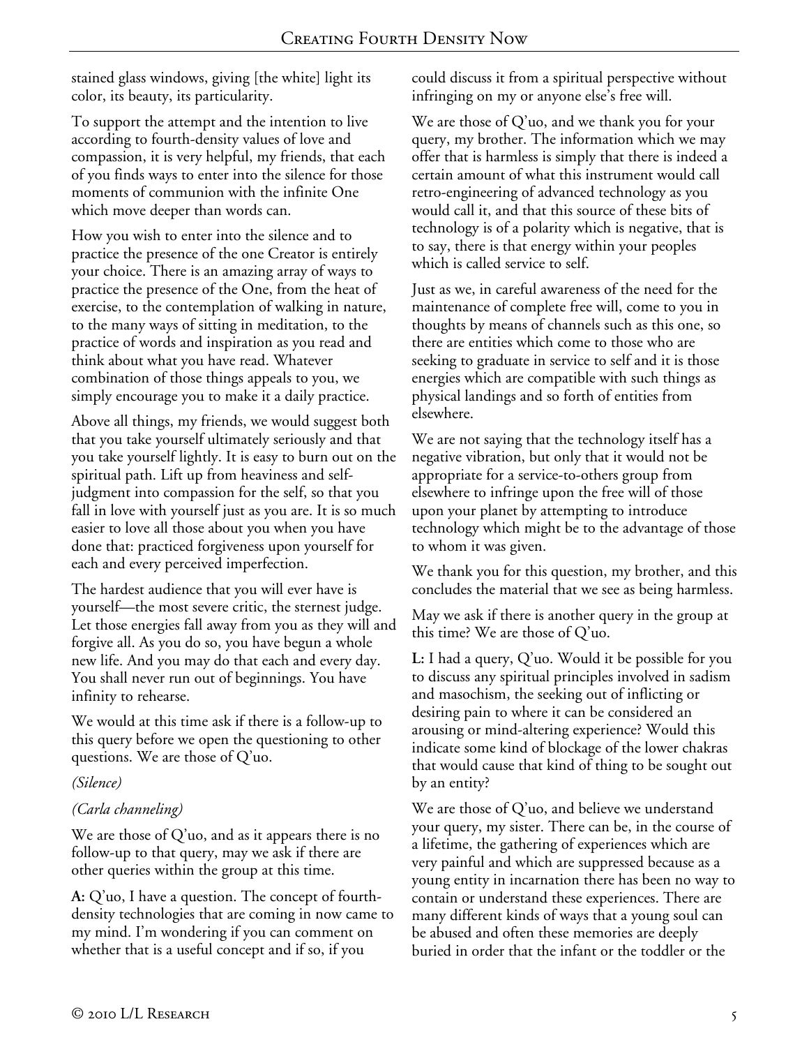stained glass windows, giving [the white] light its color, its beauty, its particularity.

To support the attempt and the intention to live according to fourth-density values of love and compassion, it is very helpful, my friends, that each of you finds ways to enter into the silence for those moments of communion with the infinite One which move deeper than words can.

How you wish to enter into the silence and to practice the presence of the one Creator is entirely your choice. There is an amazing array of ways to practice the presence of the One, from the heat of exercise, to the contemplation of walking in nature, to the many ways of sitting in meditation, to the practice of words and inspiration as you read and think about what you have read. Whatever combination of those things appeals to you, we simply encourage you to make it a daily practice.

Above all things, my friends, we would suggest both that you take yourself ultimately seriously and that you take yourself lightly. It is easy to burn out on the spiritual path. Lift up from heaviness and self-judgment into compassion for the self, so that you fall in love with yourself just as you are. It is so much easier to love all those about you when you have done that: practiced forgiveness upon yourself for each and every perceived imperfection.

The hardest audience that you will ever have is yourself—the most severe critic, the sternest judge. Let those energies fall away from you as they will and forgive all. As you do so, you have begun a whole new life. And you may do that each and every day. You shall never run out of beginnings. You have infinity to rehearse.

We would at this time ask if there is a follow-up to this query before we open the questioning to other questions. We are those of Q'uo.

*(Silence)*

*(Carla channeling)*

We are those of Q'uo, and as it appears there is no follow-up to that query, may we ask if there are other queries within the group at this time.

**A:** Q'uo, I have a question. The concept of fourth-density technologies that are coming in now came to my mind. I'm wondering if you can comment on whether that is a useful concept and if so, if you could discuss it from a spiritual perspective without infringing on my or anyone else's free will.

We are those of Q'uo, and we thank you for your query, my brother. The information which we may offer that is harmless is simply that there is indeed a certain amount of what this instrument would call retro-engineering of advanced technology as you would call it, and that this source of these bits of technology is of a polarity which is negative, that is to say, there is that energy within your peoples which is called service to self.

Just as we, in careful awareness of the need for the maintenance of complete free will, come to you in thoughts by means of channels such as this one, so there are entities which come to those who are seeking to graduate in service to self and it is those energies which are compatible with such things as physical landings and so forth of entities from elsewhere.

We are not saying that the technology itself has a negative vibration, but only that it would not be appropriate for a service-to-others group from elsewhere to infringe upon the free will of those upon your planet by attempting to introduce technology which might be to the advantage of those to whom it was given.

We thank you for this question, my brother, and this concludes the material that we see as being harmless.

May we ask if there is another query in the group at this time? We are those of Q'uo.

**L:** I had a query, Q'uo. Would it be possible for you to discuss any spiritual principles involved in sadism and masochism, the seeking out of inflicting or desiring pain to where it can be considered an arousing or mind-altering experience? Would this indicate some kind of blockage of the lower chakras that would cause that kind of thing to be sought out by an entity?

We are those of Q'uo, and believe we understand your query, my sister. There can be, in the course of a lifetime, the gathering of experiences which are very painful and which are suppressed because as a young entity in incarnation there has been no way to contain or understand these experiences. There are many different kinds of ways that a young soul can be abused and often these memories are deeply buried in order that the infant or the toddler or the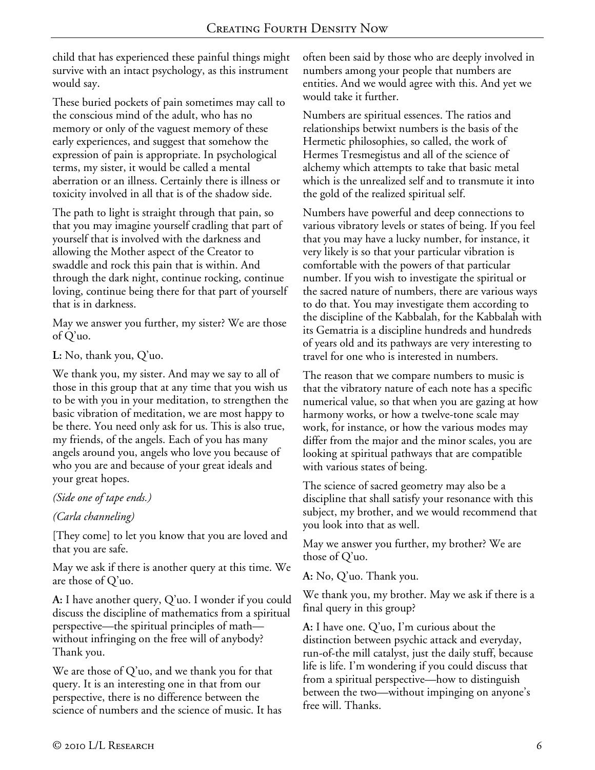child that has experienced these painful things might survive with an intact psychology, as this instrument would say.

These buried pockets of pain sometimes may call to the conscious mind of the adult, who has no memory or only of the vaguest memory of these early experiences, and suggest that somehow the expression of pain is appropriate. In psychological terms, my sister, it would be called a mental aberration or an illness. Certainly there is illness or toxicity involved in all that is of the shadow side.

The path to light is straight through that pain, so that you may imagine yourself cradling that part of yourself that is involved with the darkness and allowing the Mother aspect of the Creator to swaddle and rock this pain that is within. And through the dark night, continue rocking, continue loving, continue being there for that part of yourself that is in darkness.

May we answer you further, my sister? We are those of Q'uo.

**L:** No, thank you, Q'uo.

We thank you, my sister. And may we say to all of those in this group that at any time that you wish us to be with you in your meditation, to strengthen the basic vibration of meditation, we are most happy to be there. You need only ask for us. This is also true, my friends, of the angels. Each of you has many angels around you, angels who love you because of who you are and because of your great ideals and your great hopes.

*(Side one of tape ends.)*

*(Carla channeling)*

[They come] to let you know that you are loved and that you are safe.

May we ask if there is another query at this time. We are those of Q'uo.

**A:** I have another query, Q'uo. I wonder if you could discuss the discipline of mathematics from a spiritual perspective—the spiritual principles of math—without infringing on the free will of anybody? Thank you.

We are those of Q'uo, and we thank you for that query. It is an interesting one in that from our perspective, there is no difference between the science of numbers and the science of music. It has often been said by those who are deeply involved in numbers among your people that numbers are entities. And we would agree with this. And yet we would take it further.

Numbers are spiritual essences. The ratios and relationships betwixt numbers is the basis of the Hermetic philosophies, so called, the work of Hermes Tresmegistus and all of the science of alchemy which attempts to take that basic metal which is the unrealized self and to transmute it into the gold of the realized spiritual self.

Numbers have powerful and deep connections to various vibratory levels or states of being. If you feel that you may have a lucky number, for instance, it very likely is so that your particular vibration is comfortable with the powers of that particular number. If you wish to investigate the spiritual or the sacred nature of numbers, there are various ways to do that. You may investigate them according to the discipline of the Kabbalah, for the Kabbalah with its Gematria is a discipline hundreds and hundreds of years old and its pathways are very interesting to travel for one who is interested in numbers.

The reason that we compare numbers to music is that the vibratory nature of each note has a specific numerical value, so that when you are gazing at how harmony works, or how a twelve-tone scale may work, for instance, or how the various modes may differ from the major and the minor scales, you are looking at spiritual pathways that are compatible with various states of being.

The science of sacred geometry may also be a discipline that shall satisfy your resonance with this subject, my brother, and we would recommend that you look into that as well.

May we answer you further, my brother? We are those of Q'uo.

**A:** No, Q'uo. Thank you.

We thank you, my brother. May we ask if there is a final query in this group?

**A:** I have one. Q'uo, I'm curious about the distinction between psychic attack and everyday, run-of-the mill catalyst, just the daily stuff, because life is life. I'm wondering if you could discuss that from a spiritual perspective—how to distinguish between the two—without impinging on anyone's free will. Thanks.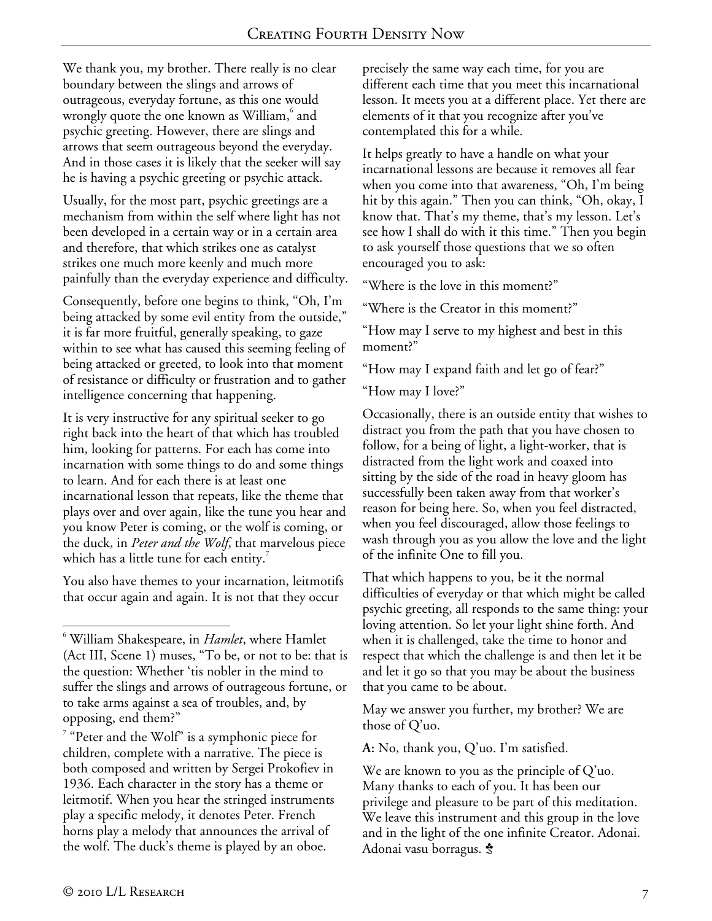We thank you, my brother. There really is no clear boundary between the slings and arrows of outrageous, everyday fortune, as this one would wrongly quote the one known as William,[6] and psychic greeting. However, there are slings and arrows that seem outrageous beyond the everyday. And in those cases it is likely that the seeker will say he is having a psychic greeting or psychic attack.

Usually, for the most part, psychic greetings are a mechanism from within the self where light has not been developed in a certain way or in a certain area and therefore, that which strikes one as catalyst strikes one much more keenly and much more painfully than the everyday experience and difficulty.

Consequently, before one begins to think, "Oh, I'm being attacked by some evil entity from the outside," it is far more fruitful, generally speaking, to gaze within to see what has caused this seeming feeling of being attacked or greeted, to look into that moment of resistance or difficulty or frustration and to gather intelligence concerning that happening.

It is very instructive for any spiritual seeker to go right back into the heart of that which has troubled him, looking for patterns. For each has come into incarnation with some things to do and some things to learn. And for each there is at least one incarnational lesson that repeats, like the theme that plays over and over again, like the tune you hear and you know Peter is coming, or the wolf is coming, or the duck, in *Peter and the Wolf*, that marvelous piece which has a little tune for each entity.[7]

You also have themes to your incarnation, leitmotifs that occur again and again. It is not that they occur precisely the same way each time, for you are different each time that you meet this incarnational lesson. It meets you at a different place. Yet there are elements of it that you recognize after you've contemplated this for a while.

It helps greatly to have a handle on what your incarnational lessons are because it removes all fear when you come into that awareness, "Oh, I'm being hit by this again." Then you can think, "Oh, okay, I know that. That's my theme, that's my lesson. Let's see how I shall do with it this time." Then you begin to ask yourself those questions that we so often encouraged you to ask:

"Where is the love in this moment?"

"Where is the Creator in this moment?"

"How may I serve to my highest and best in this moment?"

"How may I expand faith and let go of fear?"

"How may I love?"

Occasionally, there is an outside entity that wishes to distract you from the path that you have chosen to follow, for a being of light, a light-worker, that is distracted from the light work and coaxed into sitting by the side of the road in heavy gloom has successfully been taken away from that worker's reason for being here. So, when you feel distracted, when you feel discouraged, allow those feelings to wash through you as you allow the love and the light of the infinite One to fill you.

That which happens to you, be it the normal difficulties of everyday or that which might be called psychic greeting, all responds to the same thing: your loving attention. So let your light shine forth. And when it is challenged, take the time to honor and respect that which the challenge is and then let it be and let it go so that you may be about the business that you came to be about.

May we answer you further, my brother? We are those of Q'uo.

**A:** No, thank you, Q'uo. I'm satisfied.

We are known to you as the principle of Q'uo. Many thanks to each of you. It has been our privilege and pleasure to be part of this meditation. We leave this instrument and this group in the love and in the light of the one infinite Creator. Adonai. Adonai vasu borragus. ♣

---

[6] William Shakespeare, in *Hamlet*, where Hamlet (Act III, Scene 1) muses, "To be, or not to be: that is the question: Whether 'tis nobler in the mind to suffer the slings and arrows of outrageous fortune, or to take arms against a sea of troubles, and, by opposing, end them?"

[7] "Peter and the Wolf" is a symphonic piece for children, complete with a narrative. The piece is both composed and written by Sergei Prokofiev in 1936. Each character in the story has a theme or leitmotif. When you hear the stringed instruments play a specific melody, it denotes Peter. French horns play a melody that announces the arrival of the wolf. The duck's theme is played by an oboe.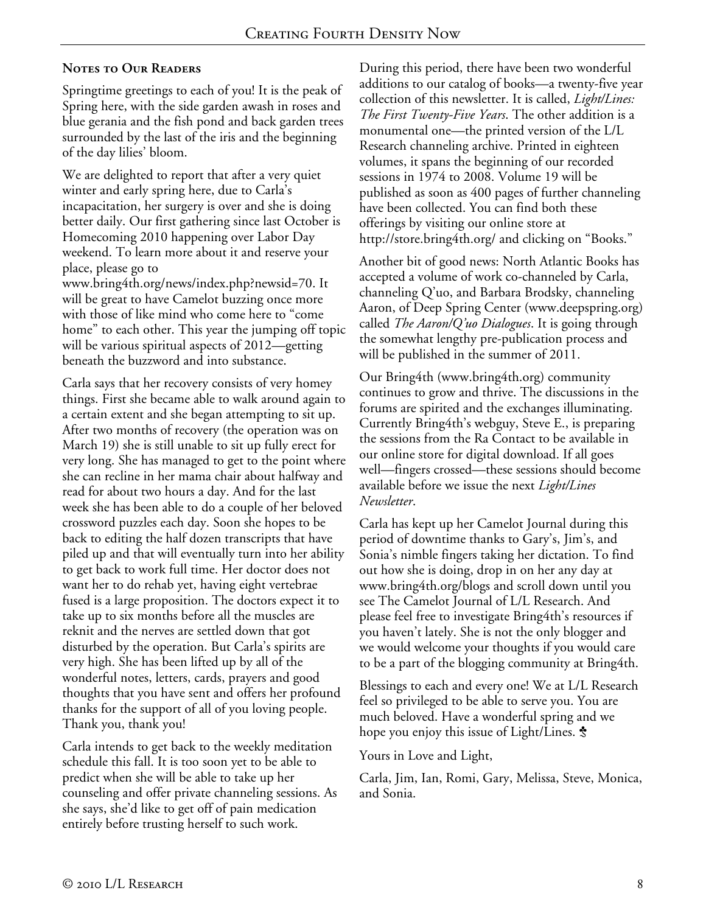### Notes to Our Readers

Springtime greetings to each of you! It is the peak of Spring here, with the side garden awash in roses and blue gerania and the fish pond and back garden trees surrounded by the last of the iris and the beginning of the day lilies' bloom.

We are delighted to report that after a very quiet winter and early spring here, due to Carla's incapacitation, her surgery is over and she is doing better daily. Our first gathering since last October is Homecoming 2010 happening over Labor Day weekend. To learn more about it and reserve your place, please go to www.bring4th.org/news/index.php?newsid=70. It will be great to have Camelot buzzing once more with those of like mind who come here to "come home" to each other. This year the jumping off topic will be various spiritual aspects of 2012—getting beneath the buzzword and into substance.

Carla says that her recovery consists of very homey things. First she became able to walk around again to a certain extent and she began attempting to sit up. After two months of recovery (the operation was on March 19) she is still unable to sit up fully erect for very long. She has managed to get to the point where she can recline in her mama chair about halfway and read for about two hours a day. And for the last week she has been able to do a couple of her beloved crossword puzzles each day. Soon she hopes to be back to editing the half dozen transcripts that have piled up and that will eventually turn into her ability to get back to work full time. Her doctor does not want her to do rehab yet, having eight vertebrae fused is a large proposition. The doctors expect it to take up to six months before all the muscles are reknit and the nerves are settled down that got disturbed by the operation. But Carla's spirits are very high. She has been lifted up by all of the wonderful notes, letters, cards, prayers and good thoughts that you have sent and offers her profound thanks for the support of all of you loving people. Thank you, thank you!

Carla intends to get back to the weekly meditation schedule this fall. It is too soon yet to be able to predict when she will be able to take up her counseling and offer private channeling sessions. As she says, she'd like to get off of pain medication entirely before trusting herself to such work.

During this period, there have been two wonderful additions to our catalog of books—a twenty-five year collection of this newsletter. It is called, *Light/Lines: The First Twenty-Five Years*. The other addition is a monumental one—the printed version of the L/L Research channeling archive. Printed in eighteen volumes, it spans the beginning of our recorded sessions in 1974 to 2008. Volume 19 will be published as soon as 400 pages of further channeling have been collected. You can find both these offerings by visiting our online store at http://store.bring4th.org/ and clicking on "Books."

Another bit of good news: North Atlantic Books has accepted a volume of work co-channeled by Carla, channeling Q'uo, and Barbara Brodsky, channeling Aaron, of Deep Spring Center (www.deepspring.org) called *The Aaron/Q'uo Dialogues*. It is going through the somewhat lengthy pre-publication process and will be published in the summer of 2011.

Our Bring4th (www.bring4th.org) community continues to grow and thrive. The discussions in the forums are spirited and the exchanges illuminating. Currently Bring4th's webguy, Steve E., is preparing the sessions from the Ra Contact to be available in our online store for digital download. If all goes well—fingers crossed—these sessions should become available before we issue the next *Light/Lines Newsletter*.

Carla has kept up her Camelot Journal during this period of downtime thanks to Gary's, Jim's, and Sonia's nimble fingers taking her dictation. To find out how she is doing, drop in on her any day at www.bring4th.org/blogs and scroll down until you see The Camelot Journal of L/L Research. And please feel free to investigate Bring4th's resources if you haven't lately. She is not the only blogger and we would welcome your thoughts if you would care to be a part of the blogging community at Bring4th.

Blessings to each and every one! We at L/L Research feel so privileged to be able to serve you. You are much beloved. Have a wonderful spring and we hope you enjoy this issue of Light/Lines. ♣

Yours in Love and Light,

Carla, Jim, Ian, Romi, Gary, Melissa, Steve, Monica, and Sonia.